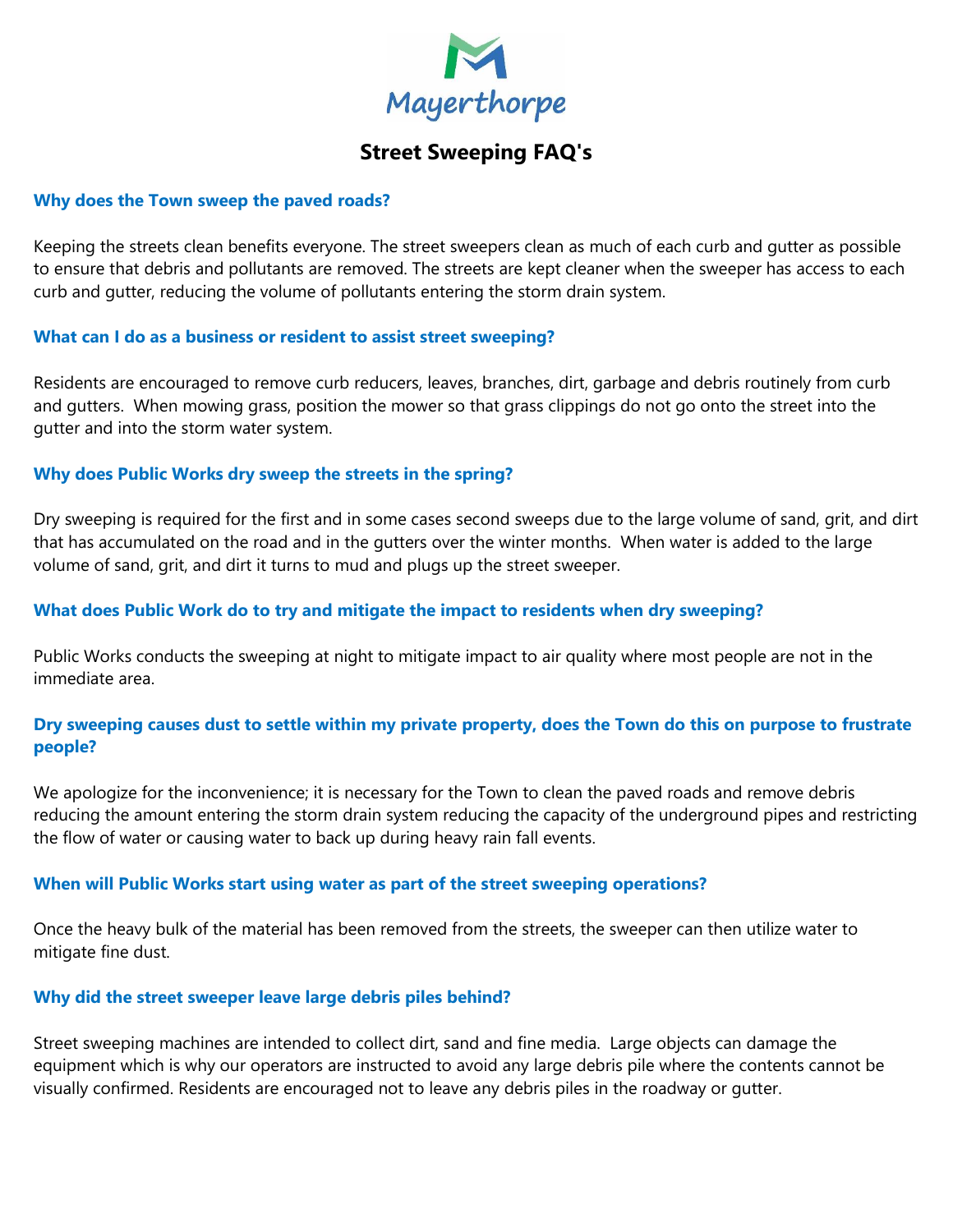Mayerthorpe

# Street Sweeping FAQ's

### Why does the Town sweep the paved roads?

Keeping the streets clean benefits everyone. The street sweepers clean as much of each curb and gutter as possible to ensure that debris and pollutants are removed. The streets are kept cleaner when the sweeper has access to each curb and gutter, reducing the volume of pollutants entering the storm drain system.

### What can I do as a business or resident to assist street sweeping?

Residents are encouraged to remove curb reducers, leaves, branches, dirt, garbage and debris routinely from curb and gutters. When mowing grass, position the mower so that grass clippings do not go onto the street into the gutter and into the storm water system.

### Why does Public Works dry sweep the streets in the spring?

Dry sweeping is required for the first and in some cases second sweeps due to the large volume of sand, grit, and dirt that has accumulated on the road and in the gutters over the winter months. When water is added to the large volume of sand, grit, and dirt it turns to mud and plugs up the street sweeper.

### What does Public Work do to try and mitigate the impact to residents when dry sweeping?

Public Works conducts the sweeping at night to mitigate impact to air quality where most people are not in the immediate area.

### Dry sweeping causes dust to settle within my private property, does the Town do this on purpose to frustrate people?

We apologize for the inconvenience; it is necessary for the Town to clean the paved roads and remove debris reducing the amount entering the storm drain system reducing the capacity of the underground pipes and restricting the flow of water or causing water to back up during heavy rain fall events.

### When will Public Works start using water as part of the street sweeping operations?

Once the heavy bulk of the material has been removed from the streets, the sweeper can then utilize water to mitigate fine dust.

### Why did the street sweeper leave large debris piles behind?

Street sweeping machines are intended to collect dirt, sand and fine media. Large objects can damage the equipment which is why our operators are instructed to avoid any large debris pile where the contents cannot be visually confirmed. Residents are encouraged not to leave any debris piles in the roadway or gutter.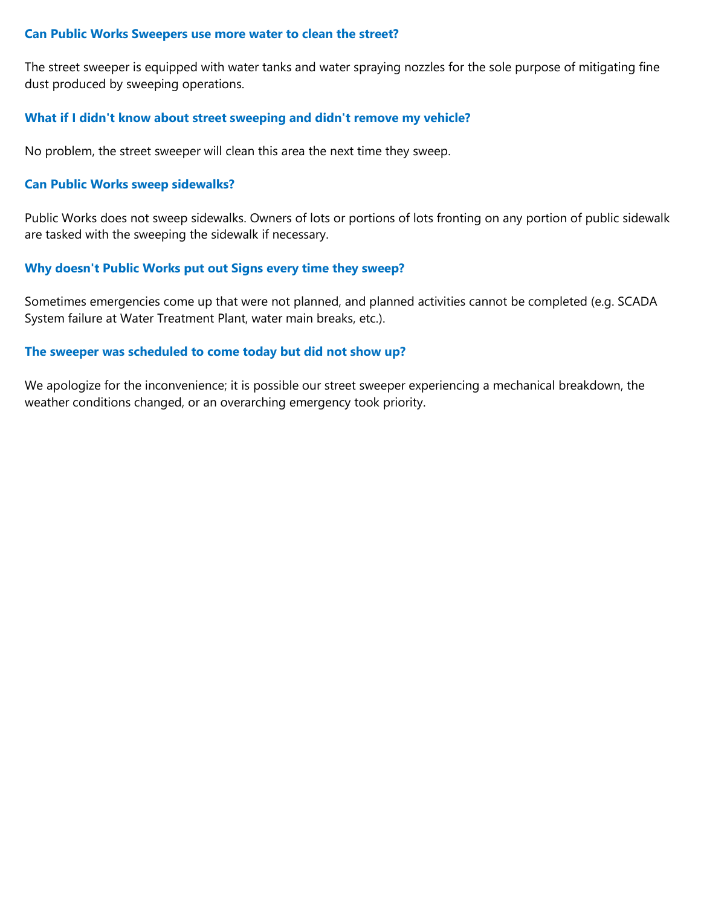### Can Public Works Sweepers use more water to clean the street?

The street sweeper is equipped with water tanks and water spraying nozzles for the sole purpose of mitigating fine dust produced by sweeping operations.

### What if I didn't know about street sweeping and didn't remove my vehicle?

No problem, the street sweeper will clean this area the next time they sweep.

### Can Public Works sweep sidewalks?

Public Works does not sweep sidewalks. Owners of lots or portions of lots fronting on any portion of public sidewalk are tasked with the sweeping the sidewalk if necessary.

### Why doesn't Public Works put out Signs every time they sweep?

Sometimes emergencies come up that were not planned, and planned activities cannot be completed (e.g. SCADA System failure at Water Treatment Plant, water main breaks, etc.).

### The sweeper was scheduled to come today but did not show up?

We apologize for the inconvenience; it is possible our street sweeper experiencing a mechanical breakdown, the weather conditions changed, or an overarching emergency took priority.